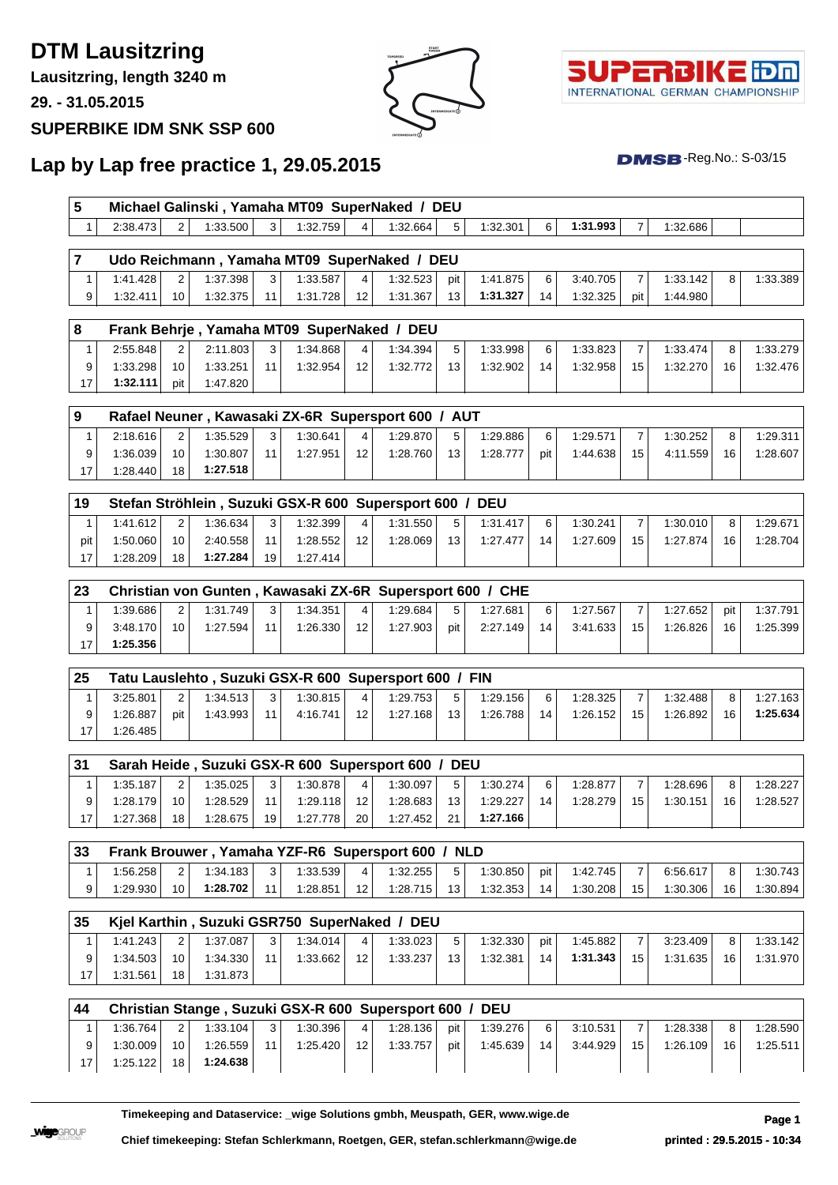# DTM Lausitzring

**Lausitzring, length 3240 m**

**29. - 31.05.2015**

**SUPERBIKE IDM SNK SSP 600**

## Lap by Lap free practice 1, 29.05.2015

DMSB-Reg.No.: S-03/15

**5 Michael Galinski , Yamaha MT09 SuperNaked / DEU**

| | | | | | | | | | | | | | | | |
|---|---|---|---|---|---|---|---|---|---|---|---|---|---|---|---|
| 1 | 2:38.473 | 2 | 1:33.500 | 3 | 1:32.759 | 4 | 1:32.664 | 5 | 1:32.301 | 6 | **1:31.993** | 7 | 1:32.686 | | |

**7 Udo Reichmann , Yamaha MT09 SuperNaked / DEU**

| | | | | | | | | | | | | | | | |
|---|---|---|---|---|---|---|---|---|---|---|---|---|---|---|---|
| 1 | 1:41.428 | 2 | 1:37.398 | 3 | 1:33.587 | 4 | 1:32.523 | pit | 1:41.875 | 6 | 3:40.705 | 7 | 1:33.142 | 8 | 1:33.389 |
| 9 | 1:32.411 | 10 | 1:32.375 | 11 | 1:31.728 | 12 | 1:31.367 | 13 | **1:31.327** | 14 | 1:32.325 | pit | 1:44.980 | | |

**8 Frank Behrje , Yamaha MT09 SuperNaked / DEU**

| | | | | | | | | | | | | | | | |
|---|---|---|---|---|---|---|---|---|---|---|---|---|---|---|---|
| 1 | 2:55.848 | 2 | 2:11.803 | 3 | 1:34.868 | 4 | 1:34.394 | 5 | 1:33.998 | 6 | 1:33.823 | 7 | 1:33.474 | 8 | 1:33.279 |
| 9 | 1:33.298 | 10 | 1:33.251 | 11 | 1:32.954 | 12 | 1:32.772 | 13 | 1:32.902 | 14 | 1:32.958 | 15 | 1:32.270 | 16 | 1:32.476 |
| 17 | **1:32.111** | pit | 1:47.820 | | | | | | | | | | | | |

**9 Rafael Neuner , Kawasaki ZX-6R Supersport 600 / AUT**

| | | | | | | | | | | | | | | | |
|---|---|---|---|---|---|---|---|---|---|---|---|---|---|---|---|
| 1 | 2:18.616 | 2 | 1:35.529 | 3 | 1:30.641 | 4 | 1:29.870 | 5 | 1:29.886 | 6 | 1:29.571 | 7 | 1:30.252 | 8 | 1:29.311 |
| 9 | 1:36.039 | 10 | 1:30.807 | 11 | 1:27.951 | 12 | 1:28.760 | 13 | 1:28.777 | pit | 1:44.638 | 15 | 4:11.559 | 16 | 1:28.607 |
| 17 | 1:28.440 | 18 | **1:27.518** | | | | | | | | | | | | |

**19 Stefan Ströhlein , Suzuki GSX-R 600 Supersport 600 / DEU**

| | | | | | | | | | | | | | | | |
|---|---|---|---|---|---|---|---|---|---|---|---|---|---|---|---|
| 1 | 1:41.612 | 2 | 1:36.634 | 3 | 1:32.399 | 4 | 1:31.550 | 5 | 1:31.417 | 6 | 1:30.241 | 7 | 1:30.010 | 8 | 1:29.671 |
| pit | 1:50.060 | 10 | 2:40.558 | 11 | 1:28.552 | 12 | 1:28.069 | 13 | 1:27.477 | 14 | 1:27.609 | 15 | 1:27.874 | 16 | 1:28.704 |
| 17 | 1:28.209 | 18 | **1:27.284** | 19 | 1:27.414 | | | | | | | | | | |

**23 Christian von Gunten , Kawasaki ZX-6R Supersport 600 / CHE**

| | | | | | | | | | | | | | | | |
|---|---|---|---|---|---|---|---|---|---|---|---|---|---|---|---|
| 1 | 1:39.686 | 2 | 1:31.749 | 3 | 1:34.351 | 4 | 1:29.684 | 5 | 1:27.681 | 6 | 1:27.567 | 7 | 1:27.652 | pit | 1:37.791 |
| 9 | 3:48.170 | 10 | 1:27.594 | 11 | 1:26.330 | 12 | 1:27.903 | pit | 2:27.149 | 14 | 3:41.633 | 15 | 1:26.826 | 16 | 1:25.399 |
| 17 | **1:25.356** | | | | | | | | | | | | | | |

**25 Tatu Lauslehto , Suzuki GSX-R 600 Supersport 600 / FIN**

| | | | | | | | | | | | | | | | |
|---|---|---|---|---|---|---|---|---|---|---|---|---|---|---|---|
| 1 | 3:25.801 | 2 | 1:34.513 | 3 | 1:30.815 | 4 | 1:29.753 | 5 | 1:29.156 | 6 | 1:28.325 | 7 | 1:32.488 | 8 | 1:27.163 |
| 9 | 1:26.887 | pit | 1:43.993 | 11 | 4:16.741 | 12 | 1:27.168 | 13 | 1:26.788 | 14 | 1:26.152 | 15 | 1:26.892 | 16 | **1:25.634** |
| 17 | 1:26.485 | | | | | | | | | | | | | | |

**31 Sarah Heide , Suzuki GSX-R 600 Supersport 600 / DEU**

| | | | | | | | | | | | | | | | |
|---|---|---|---|---|---|---|---|---|---|---|---|---|---|---|---|
| 1 | 1:35.187 | 2 | 1:35.025 | 3 | 1:30.878 | 4 | 1:30.097 | 5 | 1:30.274 | 6 | 1:28.877 | 7 | 1:28.696 | 8 | 1:28.227 |
| 9 | 1:28.179 | 10 | 1:28.529 | 11 | 1:29.118 | 12 | 1:28.683 | 13 | 1:29.227 | 14 | 1:28.279 | 15 | 1:30.151 | 16 | 1:28.527 |
| 17 | 1:27.368 | 18 | 1:28.675 | 19 | 1:27.778 | 20 | 1:27.452 | 21 | **1:27.166** | | | | | | |

**33 Frank Brouwer , Yamaha YZF-R6 Supersport 600 / NLD**

| | | | | | | | | | | | | | | | |
|---|---|---|---|---|---|---|---|---|---|---|---|---|---|---|---|
| 1 | 1:56.258 | 2 | 1:34.183 | 3 | 1:33.539 | 4 | 1:32.255 | 5 | 1:30.850 | pit | 1:42.745 | 7 | 6:56.617 | 8 | 1:30.743 |
| 9 | 1:29.930 | 10 | **1:28.702** | 11 | 1:28.851 | 12 | 1:28.715 | 13 | 1:32.353 | 14 | 1:30.208 | 15 | 1:30.306 | 16 | 1:30.894 |

**35 Kjel Karthin , Suzuki GSR750 SuperNaked / DEU**

| | | | | | | | | | | | | | | | |
|---|---|---|---|---|---|---|---|---|---|---|---|---|---|---|---|
| 1 | 1:41.243 | 2 | 1:37.087 | 3 | 1:34.014 | 4 | 1:33.023 | 5 | 1:32.330 | pit | 1:45.882 | 7 | 3:23.409 | 8 | 1:33.142 |
| 9 | 1:34.503 | 10 | 1:34.330 | 11 | 1:33.662 | 12 | 1:33.237 | 13 | 1:32.381 | 14 | **1:31.343** | 15 | 1:31.635 | 16 | 1:31.970 |
| 17 | 1:31.561 | 18 | 1:31.873 | | | | | | | | | | | | |

**44 Christian Stange , Suzuki GSX-R 600 Supersport 600 / DEU**

| | | | | | | | | | | | | | | | |
|---|---|---|---|---|---|---|---|---|---|---|---|---|---|---|---|
| 1 | 1:36.764 | 2 | 1:33.104 | 3 | 1:30.396 | 4 | 1:28.136 | pit | 1:39.276 | 6 | 3:10.531 | 7 | 1:28.338 | 8 | 1:28.590 |
| 9 | 1:30.009 | 10 | 1:26.559 | 11 | 1:25.420 | 12 | 1:33.757 | pit | 1:45.639 | 14 | 3:44.929 | 15 | 1:26.109 | 16 | 1:25.511 |
| 17 | 1:25.122 | 18 | **1:24.638** | | | | | | | | | | | | |

**Timekeeping and Dataservice: _wige Solutions gmbh, Meuspath, GER, www.wige.de**

**Chief timekeeping: Stefan Schlerkmann, Roetgen, GER, stefan.schlerkmann@wige.de**

**printed : 29.5.2015 - 10:34**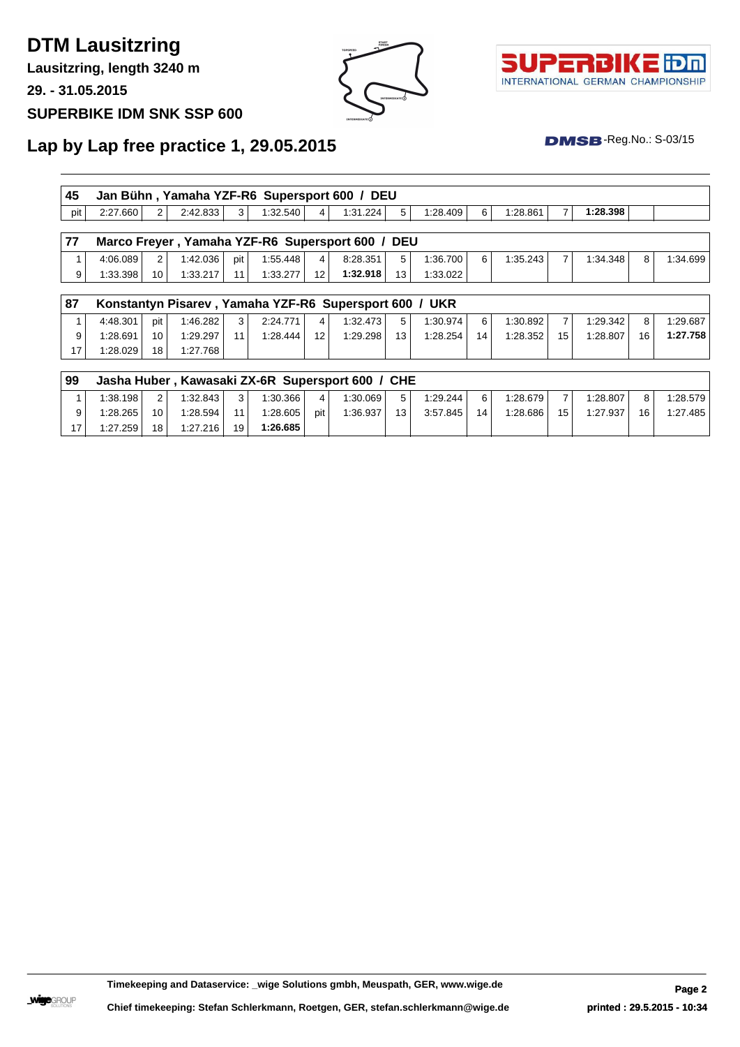# DTM Lausitzring

**Lausitzring, length 3240 m**

**29. - 31.05.2015**

**SUPERBIKE IDM SNK SSP 600**

## Lap by Lap free practice 1, 29.05.2015

DMSB-Reg.No.: S-03/15

**45 Jan Bühn , Yamaha YZF-R6 Supersport 600 / DEU**

| | | | | | | | | | | | | | | | |
|---|---|---|---|---|---|---|---|---|---|---|---|---|---|---|---|
| pit | 2:27.660 | 2 | 2:42.833 | 3 | 1:32.540 | 4 | 1:31.224 | 5 | 1:28.409 | 6 | 1:28.861 | 7 | **1:28.398** | | |

**77 Marco Freyer , Yamaha YZF-R6 Supersport 600 / DEU**

| | | | | | | | | | | | | | | | |
|---|---|---|---|---|---|---|---|---|---|---|---|---|---|---|---|
| 1 | 4:06.089 | 2 | 1:42.036 | pit | 1:55.448 | 4 | 8:28.351 | 5 | 1:36.700 | 6 | 1:35.243 | 7 | 1:34.348 | 8 | 1:34.699 |
| 9 | 1:33.398 | 10 | 1:33.217 | 11 | 1:33.277 | 12 | **1:32.918** | 13 | 1:33.022 | | | | | | |

**87 Konstantyn Pisarev , Yamaha YZF-R6 Supersport 600 / UKR**

| | | | | | | | | | | | | | | | |
|---|---|---|---|---|---|---|---|---|---|---|---|---|---|---|---|
| 1 | 4:48.301 | pit | 1:46.282 | 3 | 2:24.771 | 4 | 1:32.473 | 5 | 1:30.974 | 6 | 1:30.892 | 7 | 1:29.342 | 8 | 1:29.687 |
| 9 | 1:28.691 | 10 | 1:29.297 | 11 | 1:28.444 | 12 | 1:29.298 | 13 | 1:28.254 | 14 | 1:28.352 | 15 | 1:28.807 | 16 | **1:27.758** |
| 17 | 1:28.029 | 18 | 1:27.768 | | | | | | | | | | | | |

**99 Jasha Huber , Kawasaki ZX-6R Supersport 600 / CHE**

| | | | | | | | | | | | | | | | |
|---|---|---|---|---|---|---|---|---|---|---|---|---|---|---|---|
| 1 | 1:38.198 | 2 | 1:32.843 | 3 | 1:30.366 | 4 | 1:30.069 | 5 | 1:29.244 | 6 | 1:28.679 | 7 | 1:28.807 | 8 | 1:28.579 |
| 9 | 1:28.265 | 10 | 1:28.594 | 11 | 1:28.605 | pit | 1:36.937 | 13 | 3:57.845 | 14 | 1:28.686 | 15 | 1:27.937 | 16 | 1:27.485 |
| 17 | 1:27.259 | 18 | 1:27.216 | 19 | **1:26.685** | | | | | | | | | | |

**Timekeeping and Dataservice: _wige Solutions gmbh, Meuspath, GER, www.wige.de**

**Chief timekeeping: Stefan Schlerkmann, Roetgen, GER, stefan.schlerkmann@wige.de**

**printed : 29.5.2015 - 10:34**